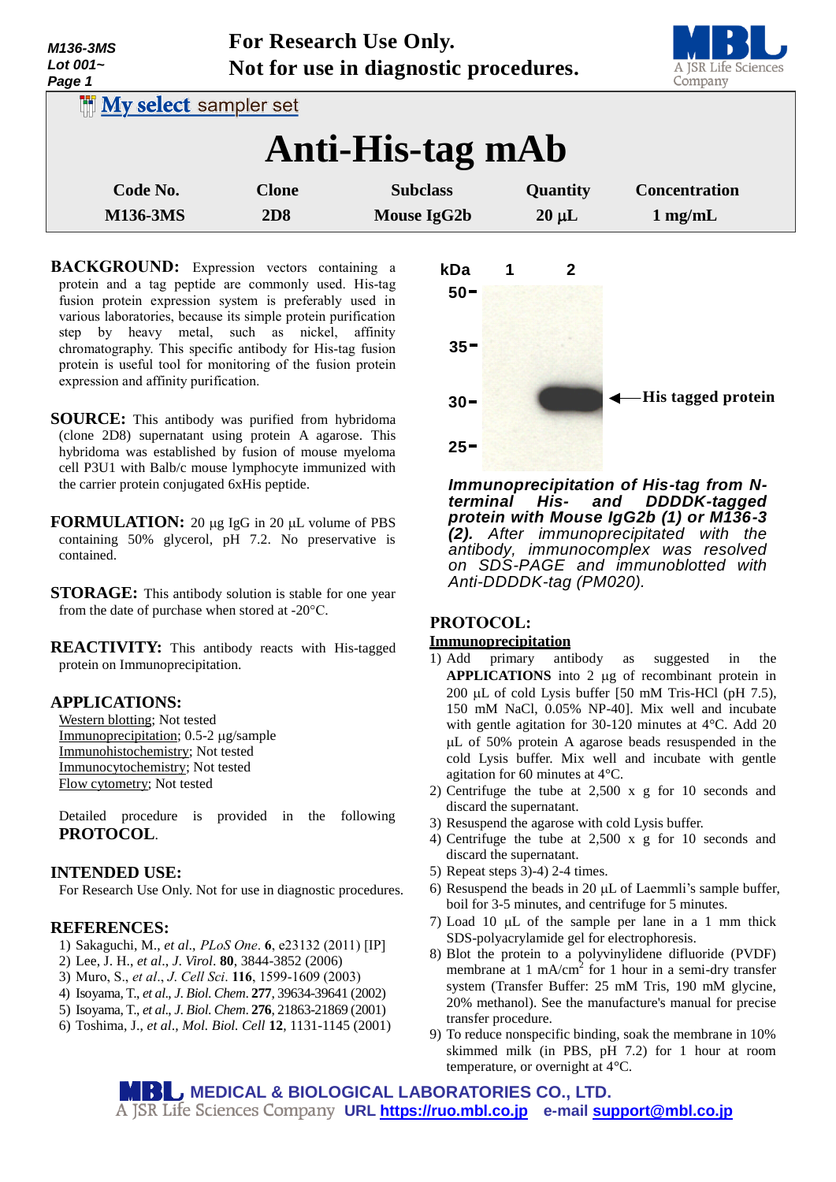**For Research Use Only.**
**Not for use in diagnostic procedures.**

My select sampler set

# Anti-His-tag mAb

| Code No. | Clone | Subclass | Quantity | Concentration |
|---|---|---|---|---|
| M136-3MS | 2D8 | Mouse IgG2b | 20 µL | 1 mg/mL |

**BACKGROUND:** Expression vectors containing a protein and a tag peptide are commonly used. His-tag fusion protein expression system is preferably used in various laboratories, because its simple protein purification step by heavy metal, such as nickel, affinity chromatography. This specific antibody for His-tag fusion protein is useful tool for monitoring of the fusion protein expression and affinity purification.

**SOURCE:** This antibody was purified from hybridoma (clone 2D8) supernatant using protein A agarose. This hybridoma was established by fusion of mouse myeloma cell P3U1 with Balb/c mouse lymphocyte immunized with the carrier protein conjugated 6xHis peptide.

**FORMULATION:** 20 µg IgG in 20 µL volume of PBS containing 50% glycerol, pH 7.2. No preservative is contained.

**STORAGE:** This antibody solution is stable for one year from the date of purchase when stored at -20°C.

**REACTIVITY:** This antibody reacts with His-tagged protein on Immunoprecipitation.

**APPLICATIONS:**

Western blotting; Not tested
Immunoprecipitation; 0.5-2 µg/sample
Immunohistochemistry; Not tested
Immunocytochemistry; Not tested
Flow cytometry; Not tested

Detailed procedure is provided in the following **PROTOCOL**.

**INTENDED USE:**

For Research Use Only. Not for use in diagnostic procedures.

**REFERENCES:**

1) Sakaguchi, M., *et al*., *PLoS One*. **6**, e23132 (2011) [IP]
2) Lee, J. H., *et al*., *J. Virol*. **80**, 3844-3852 (2006)
3) Muro, S., *et al*., *J. Cell Sci*. **116**, 1599-1609 (2003)
4) Isoyama, T., *et al*., *J. Biol. Chem*. **277**, 39634-39641 (2002)
5) Isoyama, T., *et al*., *J. Biol. Chem*. **276**, 21863-21869 (2001)
6) Toshima, J., *et al*., *Mol. Biol. Cell* **12**, 1131-1145 (2001)

kDa 1 2; 50, 35, 30, 25; His tagged protein

*Immunoprecipitation of His-tag from N-terminal His- and DDDDK-tagged protein with Mouse IgG2b (1) or M136-3 (2). After immunoprecipitated with the antibody, immunocomplex was resolved on SDS-PAGE and immunoblotted with Anti-DDDDK-tag (PM020).*

**PROTOCOL:**

**Immunoprecipitation**

1) Add primary antibody as suggested in the **APPLICATIONS** into 2 µg of recombinant protein in 200 µL of cold Lysis buffer [50 mM Tris-HCl (pH 7.5), 150 mM NaCl, 0.05% NP-40]. Mix well and incubate with gentle agitation for 30-120 minutes at 4°C. Add 20 µL of 50% protein A agarose beads resuspended in the cold Lysis buffer. Mix well and incubate with gentle agitation for 60 minutes at 4°C.
2) Centrifuge the tube at 2,500 x g for 10 seconds and discard the supernatant.
3) Resuspend the agarose with cold Lysis buffer.
4) Centrifuge the tube at 2,500 x g for 10 seconds and discard the supernatant.
5) Repeat steps 3)-4) 2-4 times.
6) Resuspend the beads in 20 µL of Laemmli's sample buffer, boil for 3-5 minutes, and centrifuge for 5 minutes.
7) Load 10 µL of the sample per lane in a 1 mm thick SDS-polyacrylamide gel for electrophoresis.
8) Blot the protein to a polyvinylidene difluoride (PVDF) membrane at 1 mA/cm$^2$ for 1 hour in a semi-dry transfer system (Transfer Buffer: 25 mM Tris, 190 mM glycine, 20% methanol). See the manufacture's manual for precise transfer procedure.
9) To reduce nonspecific binding, soak the membrane in 10% skimmed milk (in PBS, pH 7.2) for 1 hour at room temperature, or overnight at 4°C.

MBL MEDICAL & BIOLOGICAL LABORATORIES CO., LTD.
A JSR Life Sciences Company URL https://ruo.mbl.co.jp e-mail support@mbl.co.jp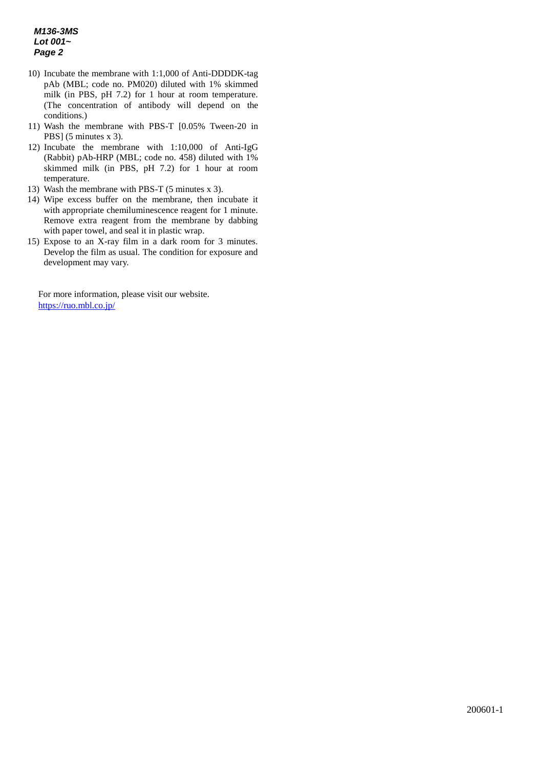10) Incubate the membrane with 1:1,000 of Anti-DDDDK-tag pAb (MBL; code no. PM020) diluted with 1% skimmed milk (in PBS, pH 7.2) for 1 hour at room temperature. (The concentration of antibody will depend on the conditions.)
11) Wash the membrane with PBS-T [0.05% Tween-20 in PBS] (5 minutes x 3).
12) Incubate the membrane with 1:10,000 of Anti-IgG (Rabbit) pAb-HRP (MBL; code no. 458) diluted with 1% skimmed milk (in PBS, pH 7.2) for 1 hour at room temperature.
13) Wash the membrane with PBS-T (5 minutes x 3).
14) Wipe excess buffer on the membrane, then incubate it with appropriate chemiluminescence reagent for 1 minute. Remove extra reagent from the membrane by dabbing with paper towel, and seal it in plastic wrap.
15) Expose to an X-ray film in a dark room for 3 minutes. Develop the film as usual. The condition for exposure and development may vary.

For more information, please visit our website.
https://ruo.mbl.co.jp/